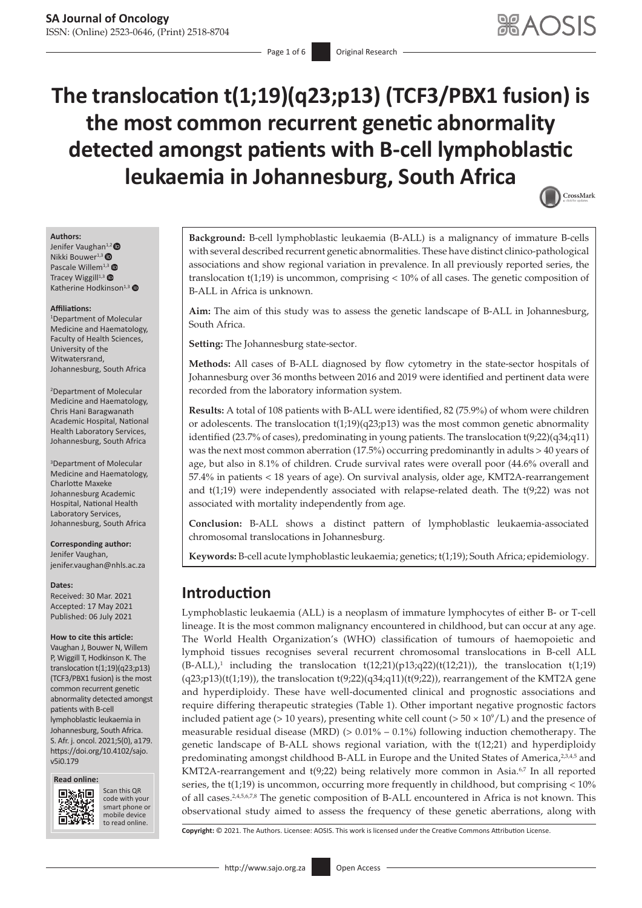# The translocation t(1;19)(q23;p13) (TCF3/PBX1 fusion) is the most common recurrent genetic abnormality detected amongst patients with B-cell lymphoblastic leukaemia in Johannesburg, South Africa

**Authors:**
Jenifer Vaughan[1,2]
Nikki Bouwer[1,3]
Pascale Willem[1,3]
Tracey Wiggill[1,3]
Katherine Hodkinson[1,3]

**Affiliations:**
[1]Department of Molecular Medicine and Haematology, Faculty of Health Sciences, University of the Witwatersrand, Johannesburg, South Africa

[2]Department of Molecular Medicine and Haematology, Chris Hani Baragwanath Academic Hospital, National Health Laboratory Services, Johannesburg, South Africa

[3]Department of Molecular Medicine and Haematology, Charlotte Maxeke Johannesburg Academic Hospital, National Health Laboratory Services, Johannesburg, South Africa

**Corresponding author:**
Jenifer Vaughan,
jenifer.vaughan@nhls.ac.za

**Dates:**
Received: 30 Mar. 2021
Accepted: 17 May 2021
Published: 06 July 2021

**How to cite this article:**
Vaughan J, Bouwer N, Willem P, Wiggill T, Hodkinson K. The translocation t(1;19)(q23;p13) (TCF3/PBX1 fusion) is the most common recurrent genetic abnormality detected amongst patients with B-cell lymphoblastic leukaemia in Johannesburg, South Africa. S. Afr. j. oncol. 2021;5(0), a179. https://doi.org/10.4102/sajo.v5i0.179

**Read online:**
Scan this QR code with your smart phone or mobile device to read online.

**Background:** B-cell lymphoblastic leukaemia (B-ALL) is a malignancy of immature B-cells with several described recurrent genetic abnormalities. These have distinct clinico-pathological associations and show regional variation in prevalence. In all previously reported series, the translocation t(1;19) is uncommon, comprising < 10% of all cases. The genetic composition of B-ALL in Africa is unknown.

**Aim:** The aim of this study was to assess the genetic landscape of B-ALL in Johannesburg, South Africa.

**Setting:** The Johannesburg state-sector.

**Methods:** All cases of B-ALL diagnosed by flow cytometry in the state-sector hospitals of Johannesburg over 36 months between 2016 and 2019 were identified and pertinent data were recorded from the laboratory information system.

**Results:** A total of 108 patients with B-ALL were identified, 82 (75.9%) of whom were children or adolescents. The translocation t(1;19)(q23;p13) was the most common genetic abnormality identified (23.7% of cases), predominating in young patients. The translocation t(9;22)(q34;q11) was the next most common aberration (17.5%) occurring predominantly in adults > 40 years of age, but also in 8.1% of children. Crude survival rates were overall poor (44.6% overall and 57.4% in patients < 18 years of age). On survival analysis, older age, KMT2A-rearrangement and t(1;19) were independently associated with relapse-related death. The t(9;22) was not associated with mortality independently from age.

**Conclusion:** B-ALL shows a distinct pattern of lymphoblastic leukaemia-associated chromosomal translocations in Johannesburg.

**Keywords:** B-cell acute lymphoblastic leukaemia; genetics; t(1;19); South Africa; epidemiology.

## Introduction

Lymphoblastic leukaemia (ALL) is a neoplasm of immature lymphocytes of either B- or T-cell lineage. It is the most common malignancy encountered in childhood, but can occur at any age. The World Health Organization's (WHO) classification of tumours of haemopoietic and lymphoid tissues recognises several recurrent chromosomal translocations in B-cell ALL (B-ALL),[1] including the translocation t(12;21)(p13;q22)(t(12;21)), the translocation t(1;19)(q23;p13)(t(1;19)), the translocation t(9;22)(q34;q11)(t(9;22)), rearrangement of the KMT2A gene and hyperdiploidy. These have well-documented clinical and prognostic associations and require differing therapeutic strategies (Table 1). Other important negative prognostic factors included patient age (> 10 years), presenting white cell count (> 50 × $10^9$/L) and the presence of measurable residual disease (MRD) (> 0.01% – 0.1%) following induction chemotherapy. The genetic landscape of B-ALL shows regional variation, with the t(12;21) and hyperdiploidy predominating amongst childhood B-ALL in Europe and the United States of America,[2,3,4,5] and KMT2A-rearrangement and t(9;22) being relatively more common in Asia.[6,7] In all reported series, the t(1;19) is uncommon, occurring more frequently in childhood, but comprising < 10% of all cases.[2,4,5,6,7,8] The genetic composition of B-ALL encountered in Africa is not known. This observational study aimed to assess the frequency of these genetic aberrations, along with

**Copyright:** © 2021. The Authors. Licensee: AOSIS. This work is licensed under the Creative Commons Attribution License.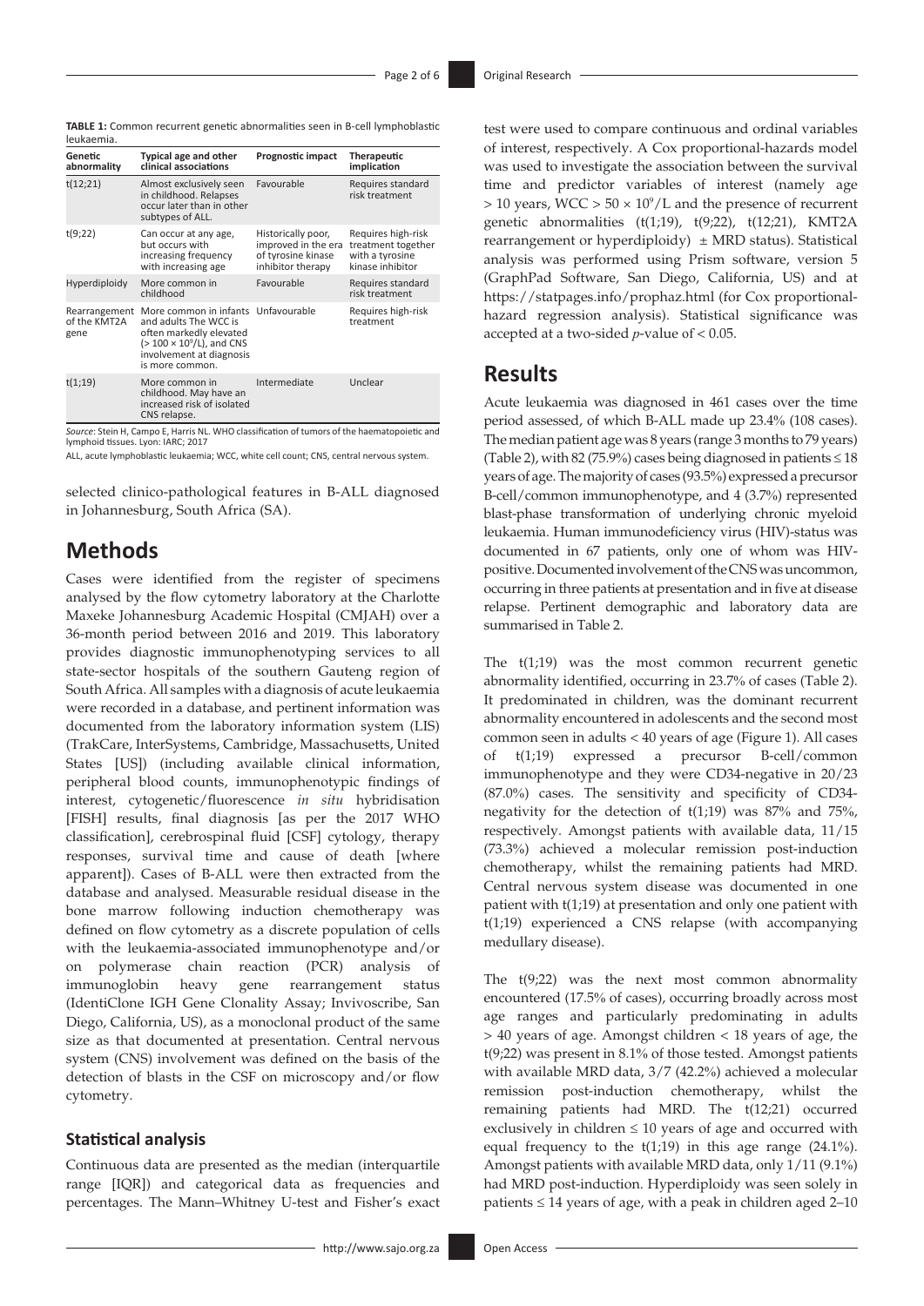**TABLE 1:** Common recurrent genetic abnormalities seen in B-cell lymphoblastic leukaemia.

| Genetic abnormality | Typical age and other clinical associations | Prognostic impact | Therapeutic implication |
|---|---|---|---|
| t(12;21) | Almost exclusively seen in childhood. Relapses occur later than in other subtypes of ALL. | Favourable | Requires standard risk treatment |
| t(9;22) | Can occur at any age, but occurs with increasing frequency with increasing age | Historically poor, improved in the era of tyrosine kinase inhibitor therapy | Requires high-risk treatment together with a tyrosine kinase inhibitor |
| Hyperdiploidy | More common in childhood | Favourable | Requires standard risk treatment |
| Rearrangement of the KMT2A gene | More common in infants and adults The WCC is often markedly elevated (> 100 × $10^9$/L), and CNS involvement at diagnosis is more common. | Unfavourable | Requires high-risk treatment |
| t(1;19) | More common in childhood. May have an increased risk of isolated CNS relapse. | Intermediate | Unclear |

*Source*: Stein H, Campo E, Harris NL. WHO classification of tumors of the haematopoietic and lymphoid tissues. Lyon: IARC; 2017

ALL, acute lymphoblastic leukaemia; WCC, white cell count; CNS, central nervous system.

selected clinico-pathological features in B-ALL diagnosed in Johannesburg, South Africa (SA).

# Methods

Cases were identified from the register of specimens analysed by the flow cytometry laboratory at the Charlotte Maxeke Johannesburg Academic Hospital (CMJAH) over a 36-month period between 2016 and 2019. This laboratory provides diagnostic immunophenotyping services to all state-sector hospitals of the southern Gauteng region of South Africa. All samples with a diagnosis of acute leukaemia were recorded in a database, and pertinent information was documented from the laboratory information system (LIS) (TrakCare, InterSystems, Cambridge, Massachusetts, United States [US]) (including available clinical information, peripheral blood counts, immunophenotypic findings of interest, cytogenetic/fluorescence *in situ* hybridisation [FISH] results, final diagnosis [as per the 2017 WHO classification], cerebrospinal fluid [CSF] cytology, therapy responses, survival time and cause of death [where apparent]). Cases of B-ALL were then extracted from the database and analysed. Measurable residual disease in the bone marrow following induction chemotherapy was defined on flow cytometry as a discrete population of cells with the leukaemia-associated immunophenotype and/or on polymerase chain reaction (PCR) analysis of immunoglobin heavy gene rearrangement status (IdentiClone IGH Gene Clonality Assay; Invivoscribe, San Diego, California, US), as a monoclonal product of the same size as that documented at presentation. Central nervous system (CNS) involvement was defined on the basis of the detection of blasts in the CSF on microscopy and/or flow cytometry.

## Statistical analysis

Continuous data are presented as the median (interquartile range [IQR]) and categorical data as frequencies and percentages. The Mann–Whitney U-test and Fisher's exact test were used to compare continuous and ordinal variables of interest, respectively. A Cox proportional-hazards model was used to investigate the association between the survival time and predictor variables of interest (namely age > 10 years, WCC > 50 × $10^9$/L and the presence of recurrent genetic abnormalities (t(1;19), t(9;22), t(12;21), KMT2A rearrangement or hyperdiploidy) ± MRD status). Statistical analysis was performed using Prism software, version 5 (GraphPad Software, San Diego, California, US) and at https://statpages.info/prophaz.html (for Cox proportional-hazard regression analysis). Statistical significance was accepted at a two-sided *p*-value of < 0.05.

# Results

Acute leukaemia was diagnosed in 461 cases over the time period assessed, of which B-ALL made up 23.4% (108 cases). The median patient age was 8 years (range 3 months to 79 years) (Table 2), with 82 (75.9%) cases being diagnosed in patients ≤ 18 years of age. The majority of cases (93.5%) expressed a precursor B-cell/common immunophenotype, and 4 (3.7%) represented blast-phase transformation of underlying chronic myeloid leukaemia. Human immunodeficiency virus (HIV)-status was documented in 67 patients, only one of whom was HIV-positive. Documented involvement of the CNS was uncommon, occurring in three patients at presentation and in five at disease relapse. Pertinent demographic and laboratory data are summarised in Table 2.

The t(1;19) was the most common recurrent genetic abnormality identified, occurring in 23.7% of cases (Table 2). It predominated in children, was the dominant recurrent abnormality encountered in adolescents and the second most common seen in adults < 40 years of age (Figure 1). All cases of t(1;19) expressed a precursor B-cell/common immunophenotype and they were CD34-negative in 20/23 (87.0%) cases. The sensitivity and specificity of CD34-negativity for the detection of t(1;19) was 87% and 75%, respectively. Amongst patients with available data, 11/15 (73.3%) achieved a molecular remission post-induction chemotherapy, whilst the remaining patients had MRD. Central nervous system disease was documented in one patient with t(1;19) at presentation and only one patient with t(1;19) experienced a CNS relapse (with accompanying medullary disease).

The t(9;22) was the next most common abnormality encountered (17.5% of cases), occurring broadly across most age ranges and particularly predominating in adults > 40 years of age. Amongst children < 18 years of age, the t(9;22) was present in 8.1% of those tested. Amongst patients with available MRD data, 3/7 (42.2%) achieved a molecular remission post-induction chemotherapy, whilst the remaining patients had MRD. The t(12;21) occurred exclusively in children ≤ 10 years of age and occurred with equal frequency to the t(1;19) in this age range (24.1%). Amongst patients with available MRD data, only 1/11 (9.1%) had MRD post-induction. Hyperdiploidy was seen solely in patients ≤ 14 years of age, with a peak in children aged 2–10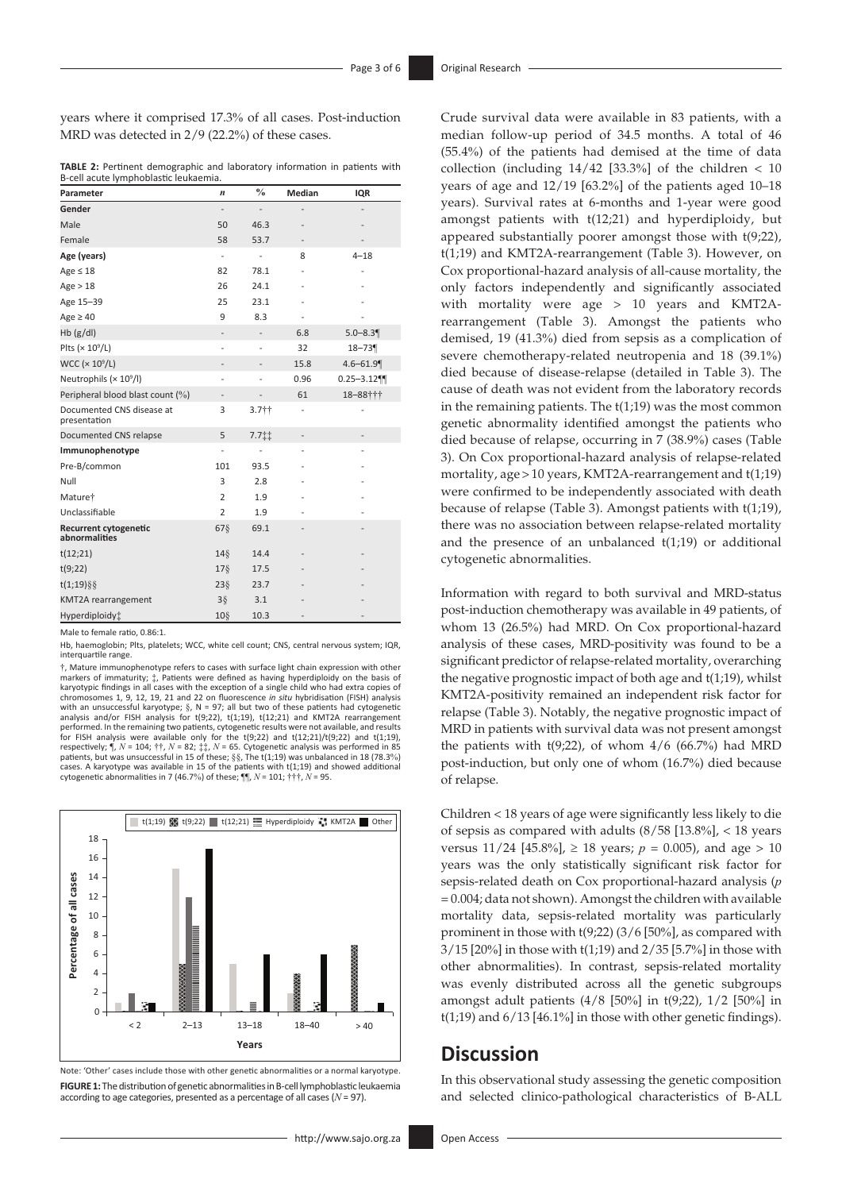years where it comprised 17.3% of all cases. Post-induction MRD was detected in 2/9 (22.2%) of these cases.

**TABLE 2:** Pertinent demographic and laboratory information in patients with B-cell acute lymphoblastic leukaemia.

| Parameter | *n* | % | Median | IQR |
|---|---|---|---|---|
| **Gender** | - | - | - | - |
| Male | 50 | 46.3 | - | - |
| Female | 58 | 53.7 | - | - |
| **Age (years)** | - | - | 8 | 4–18 |
| Age ≤ 18 | 82 | 78.1 | - | - |
| Age > 18 | 26 | 24.1 | - | - |
| Age 15–39 | 25 | 23.1 | - | - |
| Age ≥ 40 | 9 | 8.3 | - | - |
| Hb (g/dl) | - | - | 6.8 | 5.0–8.3¶ |
| Plts (× $10^9$/L) | - | - | 32 | 18–73¶ |
| WCC (× $10^9$/L) | - | - | 15.8 | 4.6–61.9¶ |
| Neutrophils (× $10^9$/l) | - | - | 0.96 | 0.25–3.12¶¶ |
| Peripheral blood blast count (%) | - | - | 61 | 18–88††† |
| Documented CNS disease at presentation | 3 | 3.7†† | - | - |
| Documented CNS relapse | 5 | 7.7‡‡ | - | - |
| **Immunophenotype** | - | - | - | - |
| Pre-B/common | 101 | 93.5 | - | - |
| Null | 3 | 2.8 | - | - |
| Mature† | 2 | 1.9 | - | - |
| Unclassifiable | 2 | 1.9 | - | - |
| **Recurrent cytogenetic abnormalities** | 67§ | 69.1 | - | - |
| t(12;21) | 14§ | 14.4 | - | - |
| t(9;22) | 17§ | 17.5 | - | - |
| t(1;19)§§ | 23§ | 23.7 | - | - |
| KMT2A rearrangement | 3§ | 3.1 | - | - |
| Hyperdiploidy‡ | 10§ | 10.3 | - | - |

Male to female ratio, 0.86:1.

Hb, haemoglobin; Plts, platelets; WCC, white cell count; CNS, central nervous system; IQR, interquartile range.

†, Mature immunophenotype refers to cases with surface light chain expression with other markers of immaturity; ‡, Patients were defined as having hyperdiploidy on the basis of karyotypic findings in all cases with the exception of a single child who had extra copies of chromosomes 1, 9, 12, 19, 21 and 22 on fluorescence *in situ* hybridisation (FISH) analysis with an unsuccessful karyotype; §, N = 97; all but two of these patients had cytogenetic analysis and/or FISH analysis for t(9;22), t(1;19), t(12;21) and KMT2A rearrangement performed. In the remaining two patients, cytogenetic results were not available, and results for FISH analysis were available only for the t(9;22) and t(12;21)/t(9;22) and t(1;19), respectively; ¶, *N* = 104; ††, *N* = 82; ‡‡, *N* = 65. Cytogenetic analysis was performed in 85 patients, but was unsuccessful in 15 of these; §§, The t(1;19) was unbalanced in 18 (78.3%) cases. A karyotype was available in 15 of the patients with t(1;19) and showed additional cytogenetic abnormalities in 7 (46.7%) of these; ¶¶, *N* = 101; †††, *N* = 95.

Note: 'Other' cases include those with other genetic abnormalities or a normal karyotype.

**FIGURE 1:** The distribution of genetic abnormalities in B-cell lymphoblastic leukaemia according to age categories, presented as a percentage of all cases (*N* = 97).

Crude survival data were available in 83 patients, with a median follow-up period of 34.5 months. A total of 46 (55.4%) of the patients had demised at the time of data collection (including 14/42 [33.3%] of the children < 10 years of age and 12/19 [63.2%] of the patients aged 10–18 years). Survival rates at 6-months and 1-year were good amongst patients with t(12;21) and hyperdiploidy, but appeared substantially poorer amongst those with t(9;22), t(1;19) and KMT2A-rearrangement (Table 3). However, on Cox proportional-hazard analysis of all-cause mortality, the only factors independently and significantly associated with mortality were age > 10 years and KMT2A-rearrangement (Table 3). Amongst the patients who demised, 19 (41.3%) died from sepsis as a complication of severe chemotherapy-related neutropenia and 18 (39.1%) died because of disease-relapse (detailed in Table 3). The cause of death was not evident from the laboratory records in the remaining patients. The t(1;19) was the most common genetic abnormality identified amongst the patients who died because of relapse, occurring in 7 (38.9%) cases (Table 3). On Cox proportional-hazard analysis of relapse-related mortality, age > 10 years, KMT2A-rearrangement and t(1;19) were confirmed to be independently associated with death because of relapse (Table 3). Amongst patients with t(1;19), there was no association between relapse-related mortality and the presence of an unbalanced t(1;19) or additional cytogenetic abnormalities.

Information with regard to both survival and MRD-status post-induction chemotherapy was available in 49 patients, of whom 13 (26.5%) had MRD. On Cox proportional-hazard analysis of these cases, MRD-positivity was found to be a significant predictor of relapse-related mortality, overarching the negative prognostic impact of both age and t(1;19), whilst KMT2A-positivity remained an independent risk factor for relapse (Table 3). Notably, the negative prognostic impact of MRD in patients with survival data was not present amongst the patients with t(9;22), of whom 4/6 (66.7%) had MRD post-induction, but only one of whom (16.7%) died because of relapse.

Children < 18 years of age were significantly less likely to die of sepsis as compared with adults (8/58 [13.8%], < 18 years versus 11/24 [45.8%], ≥ 18 years; $p$ = 0.005), and age > 10 years was the only statistically significant risk factor for sepsis-related death on Cox proportional-hazard analysis ($p$ = 0.004; data not shown). Amongst the children with available mortality data, sepsis-related mortality was particularly prominent in those with t(9;22) (3/6 [50%], as compared with 3/15 [20%] in those with t(1;19) and 2/35 [5.7%] in those with other abnormalities). In contrast, sepsis-related mortality was evenly distributed across all the genetic subgroups amongst adult patients (4/8 [50%] in t(9;22), 1/2 [50%] in t(1;19) and 6/13 [46.1%] in those with other genetic findings).

## Discussion

In this observational study assessing the genetic composition and selected clinico-pathological characteristics of B-ALL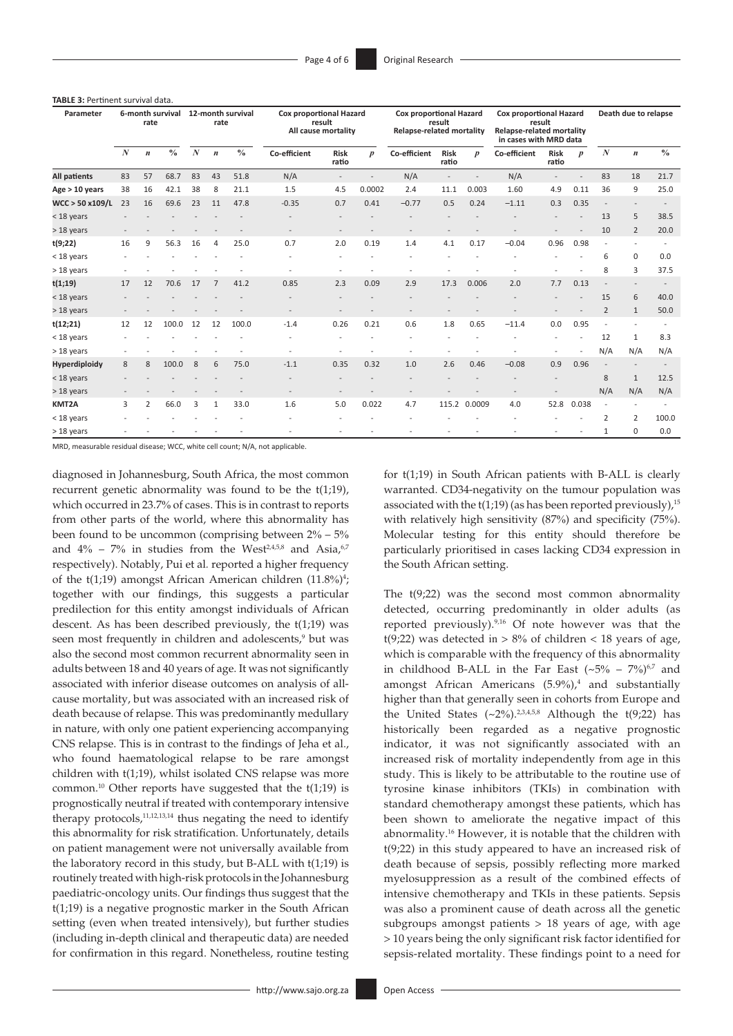**TABLE 3:** Pertinent survival data.

| Parameter | 6-month survival rate | | | 12-month survival rate | | | Cox proportional Hazard result All cause mortality | | | Cox proportional Hazard result Relapse-related mortality | | | Cox proportional Hazard result Relapse-related mortality in cases with MRD data | | | Death due to relapse | | |
|---|---|---|---|---|---|---|---|---|---|---|---|---|---|---|---|---|---|---|
| | *N* | *n* | % | *N* | *n* | % | Co-efficient | Risk ratio | *p* | Co-efficient | Risk ratio | *p* | Co-efficient | Risk ratio | *p* | *N* | *n* | % |
| **All patients** | 83 | 57 | 68.7 | 83 | 43 | 51.8 | N/A | - | - | N/A | - | - | N/A | - | - | 83 | 18 | 21.7 |
| **Age > 10 years** | 38 | 16 | 42.1 | 38 | 8 | 21.1 | 1.5 | 4.5 | 0.0002 | 2.4 | 11.1 | 0.003 | 1.60 | 4.9 | 0.11 | 36 | 9 | 25.0 |
| **WCC > 50 x109/L** | 23 | 16 | 69.6 | 23 | 11 | 47.8 | -0.35 | 0.7 | 0.41 | −0.77 | 0.5 | 0.24 | −1.11 | 0.3 | 0.35 | - | - | - |
| < 18 years | - | - | - | - | - | - | - | - | - | - | - | - | - | - | - | 13 | 5 | 38.5 |
| > 18 years | - | - | - | - | - | - | - | - | - | - | - | - | - | - | - | 10 | 2 | 20.0 |
| **t(9;22)** | 16 | 9 | 56.3 | 16 | 4 | 25.0 | 0.7 | 2.0 | 0.19 | 1.4 | 4.1 | 0.17 | −0.04 | 0.96 | 0.98 | - | - | - |
| < 18 years | - | - | - | - | - | - | - | - | - | - | - | - | - | - | - | 6 | 0 | 0.0 |
| > 18 years | - | - | - | - | - | - | - | - | - | - | - | - | - | - | - | 8 | 3 | 37.5 |
| **t(1;19)** | 17 | 12 | 70.6 | 17 | 7 | 41.2 | 0.85 | 2.3 | 0.09 | 2.9 | 17.3 | 0.006 | 2.0 | 7.7 | 0.13 | - | - | - |
| < 18 years | - | - | - | - | - | - | - | - | - | - | - | - | - | - | - | 15 | 6 | 40.0 |
| > 18 years | - | - | - | - | - | - | - | - | - | - | - | - | - | - | - | 2 | 1 | 50.0 |
| **t(12;21)** | 12 | 12 | 100.0 | 12 | 12 | 100.0 | -1.4 | 0.26 | 0.21 | 0.6 | 1.8 | 0.65 | −11.4 | 0.0 | 0.95 | - | - | - |
| < 18 years | - | - | - | - | - | - | - | - | - | - | - | - | - | - | - | 12 | 1 | 8.3 |
| > 18 years | - | - | - | - | - | - | - | - | - | - | - | - | - | - | - | N/A | N/A | N/A |
| **Hyperdiploidy** | 8 | 8 | 100.0 | 8 | 6 | 75.0 | -1.1 | 0.35 | 0.32 | 1.0 | 2.6 | 0.46 | −0.08 | 0.9 | 0.96 | - | - | - |
| < 18 years | - | - | - | - | - | - | - | - | - | - | - | - | - | - | - | 8 | 1 | 12.5 |
| > 18 years | - | - | - | - | - | - | - | - | - | - | - | - | - | - | - | N/A | N/A | N/A |
| **KMT2A** | 3 | 2 | 66.0 | 3 | 1 | 33.0 | 1.6 | 5.0 | 0.022 | 4.7 | 115.2 | 0.0009 | 4.0 | 52.8 | 0.038 | - | - | - |
| < 18 years | - | - | - | - | - | - | - | - | - | - | - | - | - | - | - | 2 | 2 | 100.0 |
| > 18 years | - | - | - | - | - | - | - | - | - | - | - | - | - | - | - | 1 | 0 | 0.0 |

MRD, measurable residual disease; WCC, white cell count; N/A, not applicable.

diagnosed in Johannesburg, South Africa, the most common recurrent genetic abnormality was found to be the t(1;19), which occurred in 23.7% of cases. This is in contrast to reports from other parts of the world, where this abnormality has been found to be uncommon (comprising between 2% – 5% and 4% – 7% in studies from the West[2,4,5,8] and Asia,[6,7] respectively). Notably, Pui et al. reported a higher frequency of the t(1;19) amongst African American children (11.8%)[4]; together with our findings, this suggests a particular predilection for this entity amongst individuals of African descent. As has been described previously, the t(1;19) was seen most frequently in children and adolescents,[9] but was also the second most common recurrent abnormality seen in adults between 18 and 40 years of age. It was not significantly associated with inferior disease outcomes on analysis of all-cause mortality, but was associated with an increased risk of death because of relapse. This was predominantly medullary in nature, with only one patient experiencing accompanying CNS relapse. This is in contrast to the findings of Jeha et al., who found haematological relapse to be rare amongst children with t(1;19), whilst isolated CNS relapse was more common.[10] Other reports have suggested that the t(1;19) is prognostically neutral if treated with contemporary intensive therapy protocols,[11,12,13,14] thus negating the need to identify this abnormality for risk stratification. Unfortunately, details on patient management were not universally available from the laboratory record in this study, but B-ALL with t(1;19) is routinely treated with high-risk protocols in the Johannesburg paediatric-oncology units. Our findings thus suggest that the t(1;19) is a negative prognostic marker in the South African setting (even when treated intensively), but further studies (including in-depth clinical and therapeutic data) are needed for confirmation in this regard. Nonetheless, routine testing for t(1;19) in South African patients with B-ALL is clearly warranted. CD34-negativity on the tumour population was associated with the t(1;19) (as has been reported previously),[15] with relatively high sensitivity (87%) and specificity (75%). Molecular testing for this entity should therefore be particularly prioritised in cases lacking CD34 expression in the South African setting.

The t(9;22) was the second most common abnormality detected, occurring predominantly in older adults (as reported previously).[9,16] Of note however was that the t(9;22) was detected in > 8% of children < 18 years of age, which is comparable with the frequency of this abnormality in childhood B-ALL in the Far East (~5% – 7%)[6,7] and amongst African Americans (5.9%),[4] and substantially higher than that generally seen in cohorts from Europe and the United States (~2%).[2,3,4,5,8] Although the t(9;22) has historically been regarded as a negative prognostic indicator, it was not significantly associated with an increased risk of mortality independently from age in this study. This is likely to be attributable to the routine use of tyrosine kinase inhibitors (TKIs) in combination with standard chemotherapy amongst these patients, which has been shown to ameliorate the negative impact of this abnormality.[16] However, it is notable that the children with t(9;22) in this study appeared to have an increased risk of death because of sepsis, possibly reflecting more marked myelosuppression as a result of the combined effects of intensive chemotherapy and TKIs in these patients. Sepsis was also a prominent cause of death across all the genetic subgroups amongst patients > 18 years of age, with age > 10 years being the only significant risk factor identified for sepsis-related mortality. These findings point to a need for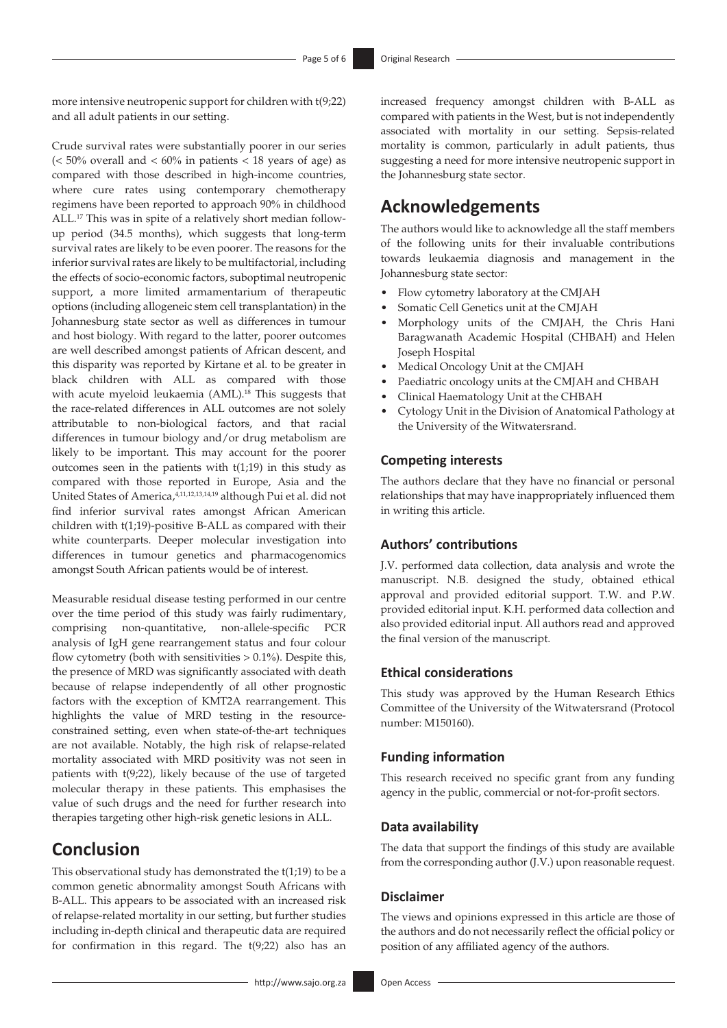more intensive neutropenic support for children with t(9;22) and all adult patients in our setting.

Crude survival rates were substantially poorer in our series (< 50% overall and < 60% in patients < 18 years of age) as compared with those described in high-income countries, where cure rates using contemporary chemotherapy regimens have been reported to approach 90% in childhood ALL.[17] This was in spite of a relatively short median follow-up period (34.5 months), which suggests that long-term survival rates are likely to be even poorer. The reasons for the inferior survival rates are likely to be multifactorial, including the effects of socio-economic factors, suboptimal neutropenic support, a more limited armamentarium of therapeutic options (including allogeneic stem cell transplantation) in the Johannesburg state sector as well as differences in tumour and host biology. With regard to the latter, poorer outcomes are well described amongst patients of African descent, and this disparity was reported by Kirtane et al. to be greater in black children with ALL as compared with those with acute myeloid leukaemia (AML).[18] This suggests that the race-related differences in ALL outcomes are not solely attributable to non-biological factors, and that racial differences in tumour biology and/or drug metabolism are likely to be important. This may account for the poorer outcomes seen in the patients with t(1;19) in this study as compared with those reported in Europe, Asia and the United States of America,[4,11,12,13,14,19] although Pui et al. did not find inferior survival rates amongst African American children with t(1;19)-positive B-ALL as compared with their white counterparts. Deeper molecular investigation into differences in tumour genetics and pharmacogenomics amongst South African patients would be of interest.

Measurable residual disease testing performed in our centre over the time period of this study was fairly rudimentary, comprising non-quantitative, non-allele-specific PCR analysis of IgH gene rearrangement status and four colour flow cytometry (both with sensitivities > 0.1%). Despite this, the presence of MRD was significantly associated with death because of relapse independently of all other prognostic factors with the exception of KMT2A rearrangement. This highlights the value of MRD testing in the resource-constrained setting, even when state-of-the-art techniques are not available. Notably, the high risk of relapse-related mortality associated with MRD positivity was not seen in patients with t(9;22), likely because of the use of targeted molecular therapy in these patients. This emphasises the value of such drugs and the need for further research into therapies targeting other high-risk genetic lesions in ALL.

# Conclusion

This observational study has demonstrated the t(1;19) to be a common genetic abnormality amongst South Africans with B-ALL. This appears to be associated with an increased risk of relapse-related mortality in our setting, but further studies including in-depth clinical and therapeutic data are required for confirmation in this regard. The t(9;22) also has an increased frequency amongst children with B-ALL as compared with patients in the West, but is not independently associated with mortality in our setting. Sepsis-related mortality is common, particularly in adult patients, thus suggesting a need for more intensive neutropenic support in the Johannesburg state sector.

# Acknowledgements

The authors would like to acknowledge all the staff members of the following units for their invaluable contributions towards leukaemia diagnosis and management in the Johannesburg state sector:

- Flow cytometry laboratory at the CMJAH
- Somatic Cell Genetics unit at the CMJAH
- Morphology units of the CMJAH, the Chris Hani Baragwanath Academic Hospital (CHBAH) and Helen Joseph Hospital
- Medical Oncology Unit at the CMJAH
- Paediatric oncology units at the CMJAH and CHBAH
- Clinical Haematology Unit at the CHBAH
- Cytology Unit in the Division of Anatomical Pathology at the University of the Witwatersrand.

### Competing interests

The authors declare that they have no financial or personal relationships that may have inappropriately influenced them in writing this article.

### Authors' contributions

J.V. performed data collection, data analysis and wrote the manuscript. N.B. designed the study, obtained ethical approval and provided editorial support. T.W. and P.W. provided editorial input. K.H. performed data collection and also provided editorial input. All authors read and approved the final version of the manuscript.

### Ethical considerations

This study was approved by the Human Research Ethics Committee of the University of the Witwatersrand (Protocol number: M150160).

### Funding information

This research received no specific grant from any funding agency in the public, commercial or not-for-profit sectors.

### Data availability

The data that support the findings of this study are available from the corresponding author (J.V.) upon reasonable request.

### Disclaimer

The views and opinions expressed in this article are those of the authors and do not necessarily reflect the official policy or position of any affiliated agency of the authors.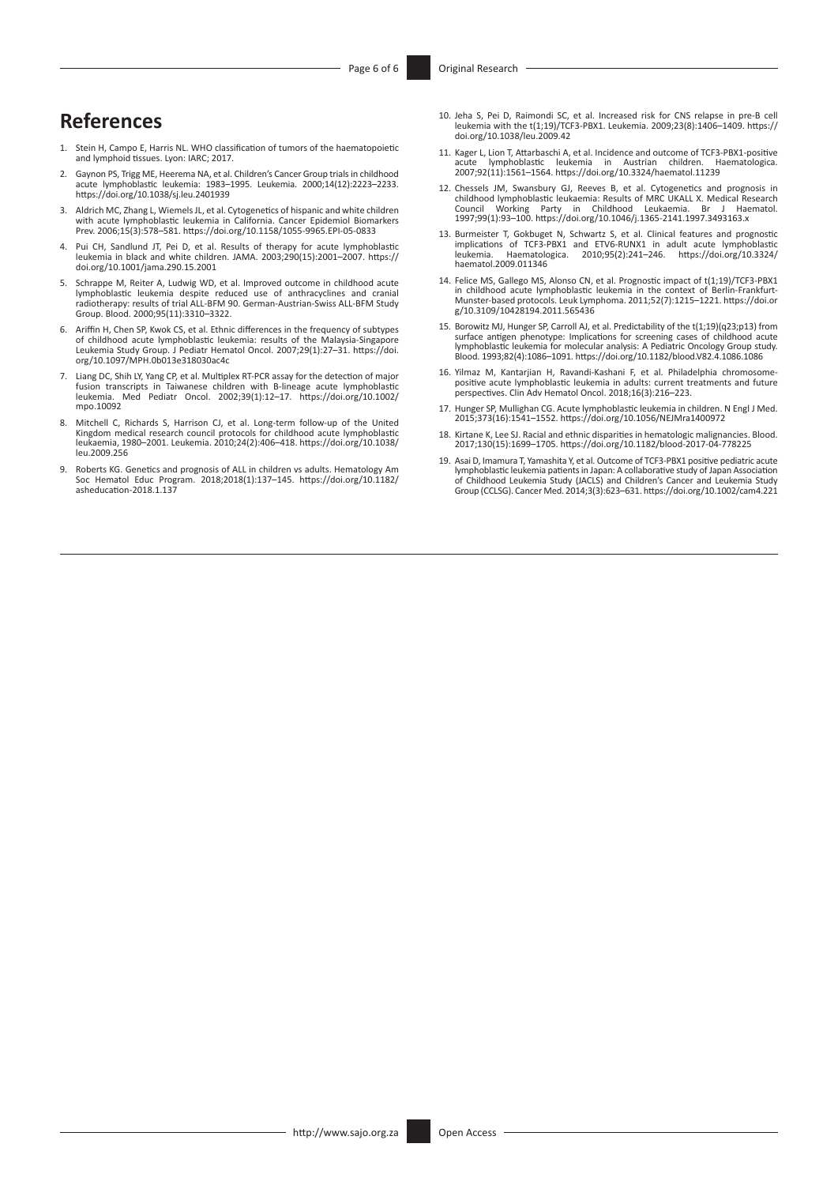# References

1. Stein H, Campo E, Harris NL. WHO classification of tumors of the haematopoietic and lymphoid tissues. Lyon: IARC; 2017.
2. Gaynon PS, Trigg ME, Heerema NA, et al. Children's Cancer Group trials in childhood acute lymphoblastic leukemia: 1983–1995. Leukemia. 2000;14(12):2223–2233. https://doi.org/10.1038/sj.leu.2401939
3. Aldrich MC, Zhang L, Wiemels JL, et al. Cytogenetics of hispanic and white children with acute lymphoblastic leukemia in California. Cancer Epidemiol Biomarkers Prev. 2006;15(3):578–581. https://doi.org/10.1158/1055-9965.EPI-05-0833
4. Pui CH, Sandlund JT, Pei D, et al. Results of therapy for acute lymphoblastic leukemia in black and white children. JAMA. 2003;290(15):2001–2007. https://doi.org/10.1001/jama.290.15.2001
5. Schrappe M, Reiter A, Ludwig WD, et al. Improved outcome in childhood acute lymphoblastic leukemia despite reduced use of anthracyclines and cranial radiotherapy: results of trial ALL-BFM 90. German-Austrian-Swiss ALL-BFM Study Group. Blood. 2000;95(11):3310–3322.
6. Ariffin H, Chen SP, Kwok CS, et al. Ethnic differences in the frequency of subtypes of childhood acute lymphoblastic leukemia: results of the Malaysia-Singapore Leukemia Study Group. J Pediatr Hematol Oncol. 2007;29(1):27–31. https://doi.org/10.1097/MPH.0b013e318030ac4c
7. Liang DC, Shih LY, Yang CP, et al. Multiplex RT-PCR assay for the detection of major fusion transcripts in Taiwanese children with B-lineage acute lymphoblastic leukemia. Med Pediatr Oncol. 2002;39(1):12–17. https://doi.org/10.1002/mpo.10092
8. Mitchell C, Richards S, Harrison CJ, et al. Long-term follow-up of the United Kingdom medical research council protocols for childhood acute lymphoblastic leukaemia, 1980–2001. Leukemia. 2010;24(2):406–418. https://doi.org/10.1038/leu.2009.256
9. Roberts KG. Genetics and prognosis of ALL in children vs adults. Hematology Am Soc Hematol Educ Program. 2018;2018(1):137–145. https://doi.org/10.1182/asheducation-2018.1.137
10. Jeha S, Pei D, Raimondi SC, et al. Increased risk for CNS relapse in pre-B cell leukemia with the t(1;19)/TCF3-PBX1. Leukemia. 2009;23(8):1406–1409. https://doi.org/10.1038/leu.2009.42
11. Kager L, Lion T, Attarbaschi A, et al. Incidence and outcome of TCF3-PBX1-positive acute lymphoblastic leukemia in Austrian children. Haematologica. 2007;92(11):1561–1564. https://doi.org/10.3324/haematol.11239
12. Chessels JM, Swansbury GJ, Reeves B, et al. Cytogenetics and prognosis in childhood lymphoblastic leukaemia: Results of MRC UKALL X. Medical Research Council Working Party in Childhood Leukaemia. Br J Haematol. 1997;99(1):93–100. https://doi.org/10.1046/j.1365-2141.1997.3493163.x
13. Burmeister T, Gokbuget N, Schwartz S, et al. Clinical features and prognostic implications of TCF3-PBX1 and ETV6-RUNX1 in adult acute lymphoblastic leukemia. Haematologica. 2010;95(2):241–246. https://doi.org/10.3324/haematol.2009.011346
14. Felice MS, Gallego MS, Alonso CN, et al. Prognostic impact of t(1;19)/TCF3-PBX1 in childhood acute lymphoblastic leukemia in the context of Berlin-Frankfurt-Munster-based protocols. Leuk Lymphoma. 2011;52(7):1215–1221. https://doi.org/10.3109/10428194.2011.565436
15. Borowitz MJ, Hunger SP, Carroll AJ, et al. Predictability of the t(1;19)(q23;p13) from surface antigen phenotype: Implications for screening cases of childhood acute lymphoblastic leukemia for molecular analysis: A Pediatric Oncology Group study. Blood. 1993;82(4):1086–1091. https://doi.org/10.1182/blood.V82.4.1086.1086
16. Yilmaz M, Kantarjian H, Ravandi-Kashani F, et al. Philadelphia chromosome-positive acute lymphoblastic leukemia in adults: current treatments and future perspectives. Clin Adv Hematol Oncol. 2018;16(3):216–223.
17. Hunger SP, Mullighan CG. Acute lymphoblastic leukemia in children. N Engl J Med. 2015;373(16):1541–1552. https://doi.org/10.1056/NEJMra1400972
18. Kirtane K, Lee SJ. Racial and ethnic disparities in hematologic malignancies. Blood. 2017;130(15):1699–1705. https://doi.org/10.1182/blood-2017-04-778225
19. Asai D, Imamura T, Yamashita Y, et al. Outcome of TCF3-PBX1 positive pediatric acute lymphoblastic leukemia patients in Japan: A collaborative study of Japan Association of Childhood Leukemia Study (JACLS) and Children's Cancer and Leukemia Study Group (CCLSG). Cancer Med. 2014;3(3):623–631. https://doi.org/10.1002/cam4.221